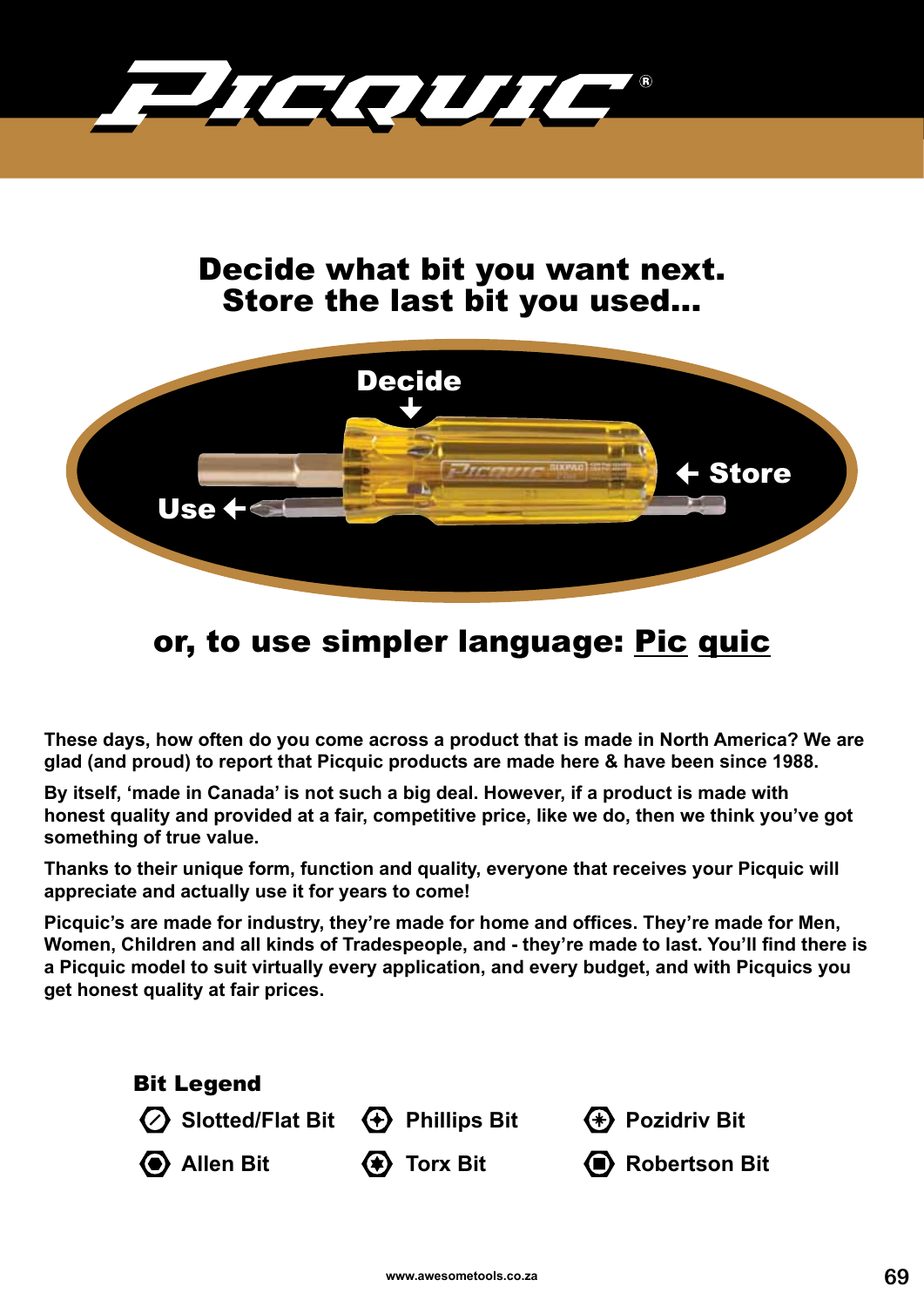# PICQUIC®

## Decide what bit you want next.
## Store the last bit you used...

Decide

Use

Store

## or, to use simpler language: Pic quic

**These days, how often do you come across a product that is made in North America? We are glad (and proud) to report that Picquic products are made here & have been since 1988.**

**By itself, 'made in Canada' is not such a big deal. However, if a product is made with honest quality and provided at a fair, competitive price, like we do, then we think you've got something of true value.**

**Thanks to their unique form, function and quality, everyone that receives your Picquic will appreciate and actually use it for years to come!**

**Picquic's are made for industry, they're made for home and offices. They're made for Men, Women, Children and all kinds of Tradespeople, and - they're made to last. You'll find there is a Picquic model to suit virtually every application, and every budget, and with Picquics you get honest quality at fair prices.**

### Bit Legend

- Slotted/Flat Bit
- Phillips Bit
- Pozidriv Bit
- Allen Bit
- Torx Bit
- Robertson Bit

www.awesometools.co.za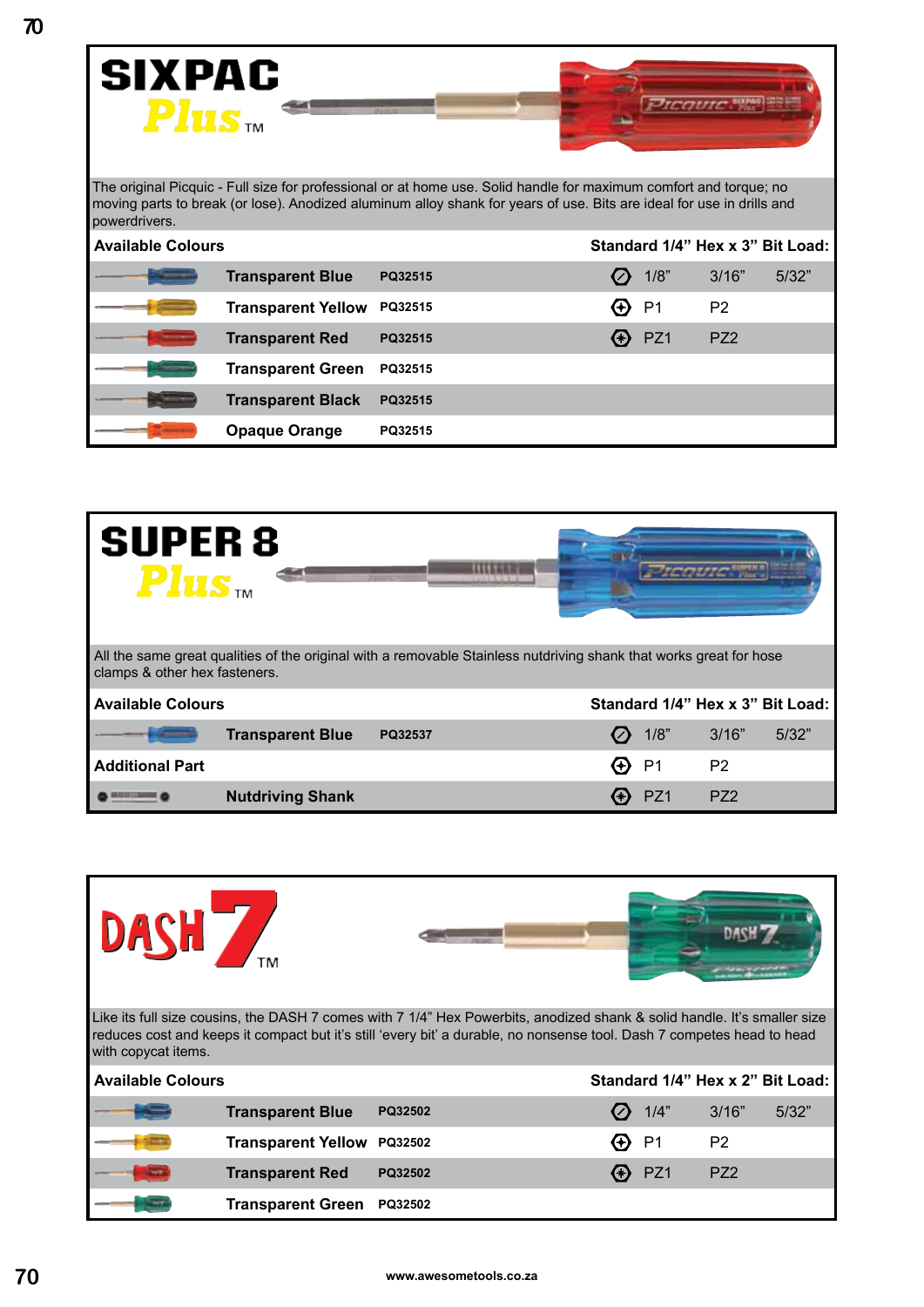# SIXPAC Plus™

The original Picquic - Full size for professional or at home use. Solid handle for maximum comfort and torque; no moving parts to break (or lose). Anodized aluminum alloy shank for years of use. Bits are ideal for use in drills and powerdrivers.

| Available Colours | | Standard 1/4" Hex x 3" Bit Load: | | |
|---|---|---|---|---|
| Transparent Blue | PQ32515 | 1/8" | 3/16" | 5/32" |
| Transparent Yellow | PQ32515 | P1 | P2 | |
| Transparent Red | PQ32515 | PZ1 | PZ2 | |
| Transparent Green | PQ32515 | | | |
| Transparent Black | PQ32515 | | | |
| Opaque Orange | PQ32515 | | | |

# SUPER 8 Plus™

All the same great qualities of the original with a removable Stainless nutdriving shank that works great for hose clamps & other hex fasteners.

| Available Colours | | Standard 1/4" Hex x 3" Bit Load: | | |
|---|---|---|---|---|
| Transparent Blue | PQ32537 | 1/8" | 3/16" | 5/32" |
| **Additional Part** | | P1 | P2 | |
| Nutdriving Shank | | PZ1 | PZ2 | |

# DASH 7™

Like its full size cousins, the DASH 7 comes with 7 1/4" Hex Powerbits, anodized shank & solid handle. It's smaller size reduces cost and keeps it compact but it's still 'every bit' a durable, no nonsense tool. Dash 7 competes head to head with copycat items.

| Available Colours | | Standard 1/4" Hex x 2" Bit Load: | | |
|---|---|---|---|---|
| Transparent Blue | PQ32502 | 1/4" | 3/16" | 5/32" |
| Transparent Yellow | PQ32502 | P1 | P2 | |
| Transparent Red | PQ32502 | PZ1 | PZ2 | |
| Transparent Green | PQ32502 | | | |

www.awesometools.co.za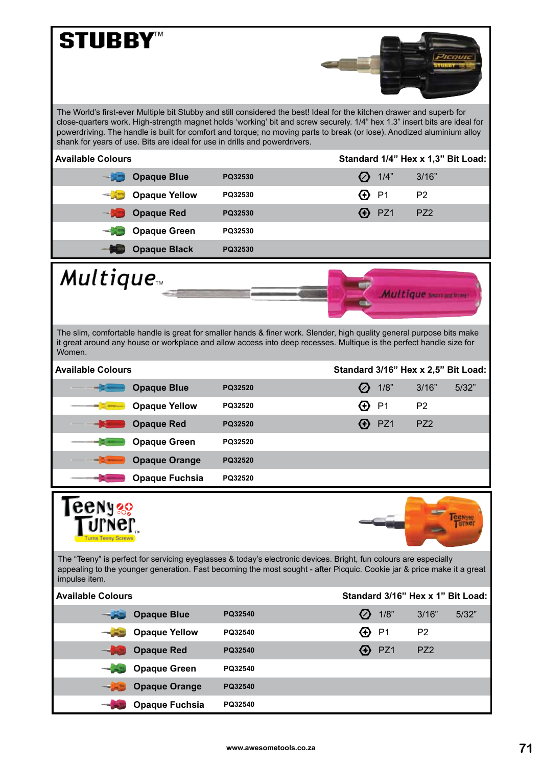# STUBBY™

The World's first-ever Multiple bit Stubby and still considered the best! Ideal for the kitchen drawer and superb for close-quarters work. High-strength magnet holds 'working' bit and screw securely. 1/4" hex 1.3" insert bits are ideal for powerdriving. The handle is built for comfort and torque; no moving parts to break (or lose). Anodized aluminium alloy shank for years of use. Bits are ideal for use in drills and powerdrivers.

| Available Colours | | Standard 1/4" Hex x 1,3" Bit Load: | | |
|---|---|---|---|---|
| Opaque Blue | PQ32530 | Slotted | 1/4" | 3/16" |
| Opaque Yellow | PQ32530 | Phillips | P1 | P2 |
| Opaque Red | PQ32530 | Pozidriv | PZ1 | PZ2 |
| Opaque Green | PQ32530 | | | |
| Opaque Black | PQ32530 | | | |

# Multique™

The slim, comfortable handle is great for smaller hands & finer work. Slender, high quality general purpose bits make it great around any house or workplace and allow access into deep recesses. Multique is the perfect handle size for Women.

| Available Colours | | Standard 3/16" Hex x 2,5" Bit Load: | | | |
|---|---|---|---|---|---|
| Opaque Blue | PQ32520 | Slotted | 1/8" | 3/16" | 5/32" |
| Opaque Yellow | PQ32520 | Phillips | P1 | P2 | |
| Opaque Red | PQ32520 | Pozidriv | PZ1 | PZ2 | |
| Opaque Green | PQ32520 | | | | |
| Opaque Orange | PQ32520 | | | | |
| Opaque Fuchsia | PQ32520 | | | | |

# Teeny Turner™

Turns Teeny Screws

The "Teeny" is perfect for servicing eyeglasses & today's electronic devices. Bright, fun colours are especially appealing to the younger generation. Fast becoming the most sought - after Picquic. Cookie jar & price make it a great impulse item.

| Available Colours | | Standard 3/16" Hex x 1" Bit Load: | | | |
|---|---|---|---|---|---|
| Opaque Blue | PQ32540 | Slotted | 1/8" | 3/16" | 5/32" |
| Opaque Yellow | PQ32540 | Phillips | P1 | P2 | |
| Opaque Red | PQ32540 | Pozidriv | PZ1 | PZ2 | |
| Opaque Green | PQ32540 | | | | |
| Opaque Orange | PQ32540 | | | | |
| Opaque Fuchsia | PQ32540 | | | | |

www.awesometools.co.za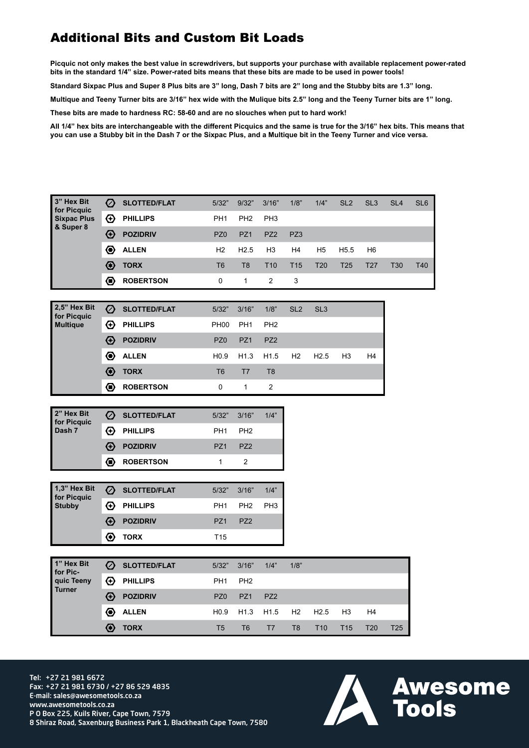# Additional Bits and Custom Bit Loads

**Picquic not only makes the best value in screwdrivers, but supports your purchase with available replacement power-rated bits in the standard 1/4" size. Power-rated bits means that these bits are made to be used in power tools!**

**Standard Sixpac Plus and Super 8 Plus bits are 3" long, Dash 7 bits are 2" long and the Stubby bits are 1.3" long.**

**Multique and Teeny Turner bits are 3/16" hex wide with the Mulique bits 2.5" long and the Teeny Turner bits are 1" long.**

**These bits are made to hardness RC: 58-60 and are no slouches when put to hard work!**

**All 1/4" hex bits are interchangeable with the different Picquics and the same is true for the 3/16" hex bits. This means that you can use a Stubby bit in the Dash 7 or the Sixpac Plus, and a Multique bit in the Teeny Turner and vice versa.**

| | | | | | | | | | | |
|---|---|---|---|---|---|---|---|---|---|---|
| **3" Hex Bit for Picquic Sixpac Plus & Super 8** | **SLOTTED/FLAT** | 5/32" | 9/32" | 3/16" | 1/8" | 1/4" | SL2 | SL3 | SL4 | SL6 |
| | **PHILLIPS** | PH1 | PH2 | PH3 | | | | | | |
| | **POZIDRIV** | PZ0 | PZ1 | PZ2 | PZ3 | | | | | |
| | **ALLEN** | H2 | H2.5 | H3 | H4 | H5 | H5.5 | H6 | | |
| | **TORX** | T6 | T8 | T10 | T15 | T20 | T25 | T27 | T30 | T40 |
| | **ROBERTSON** | 0 | 1 | 2 | 3 | | | | | |

| | | | | | | | | |
|---|---|---|---|---|---|---|---|---|
| **2,5" Hex Bit for Picquic Multique** | **SLOTTED/FLAT** | 5/32" | 3/16" | 1/8" | SL2 | SL3 | | |
| | **PHILLIPS** | PH00 | PH1 | PH2 | | | | |
| | **POZIDRIV** | PZ0 | PZ1 | PZ2 | | | | |
| | **ALLEN** | H0.9 | H1.3 | H1.5 | H2 | H2.5 | H3 | H4 |
| | **TORX** | T6 | T7 | T8 | | | | |
| | **ROBERTSON** | 0 | 1 | 2 | | | | |

| | | | | |
|---|---|---|---|---|
| **2" Hex Bit for Picquic Dash 7** | **SLOTTED/FLAT** | 5/32" | 3/16" | 1/4" |
| | **PHILLIPS** | PH1 | PH2 | |
| | **POZIDRIV** | PZ1 | PZ2 | |
| | **ROBERTSON** | 1 | 2 | |

| | | | | |
|---|---|---|---|---|
| **1,3" Hex Bit for Picquic Stubby** | **SLOTTED/FLAT** | 5/32" | 3/16" | 1/4" |
| | **PHILLIPS** | PH1 | PH2 | PH3 |
| | **POZIDRIV** | PZ1 | PZ2 | |
| | **TORX** | T15 | | |

| | | | | | | | | | |
|---|---|---|---|---|---|---|---|---|---|
| **1" Hex Bit for Picquic Teeny Turner** | **SLOTTED/FLAT** | 5/32" | 3/16" | 1/4" | 1/8" | | | | |
| | **PHILLIPS** | PH1 | PH2 | | | | | | |
| | **POZIDRIV** | PZ0 | PZ1 | PZ2 | | | | | |
| | **ALLEN** | H0.9 | H1.3 | H1.5 | H2 | H2.5 | H3 | H4 | |
| | **TORX** | T5 | T6 | T7 | T8 | T10 | T15 | T20 | T25 |

Tel: +27 21 981 6672
Fax: +27 21 981 6730 / +27 86 529 4835
E-mail: sales@awesometools.co.za
www.awesometools.co.za
P O Box 225, Kuils River, Cape Town, 7579
8 Shiraz Road, Saxenburg Business Park 1, Blackheath Cape Town, 7580

Awesome Tools